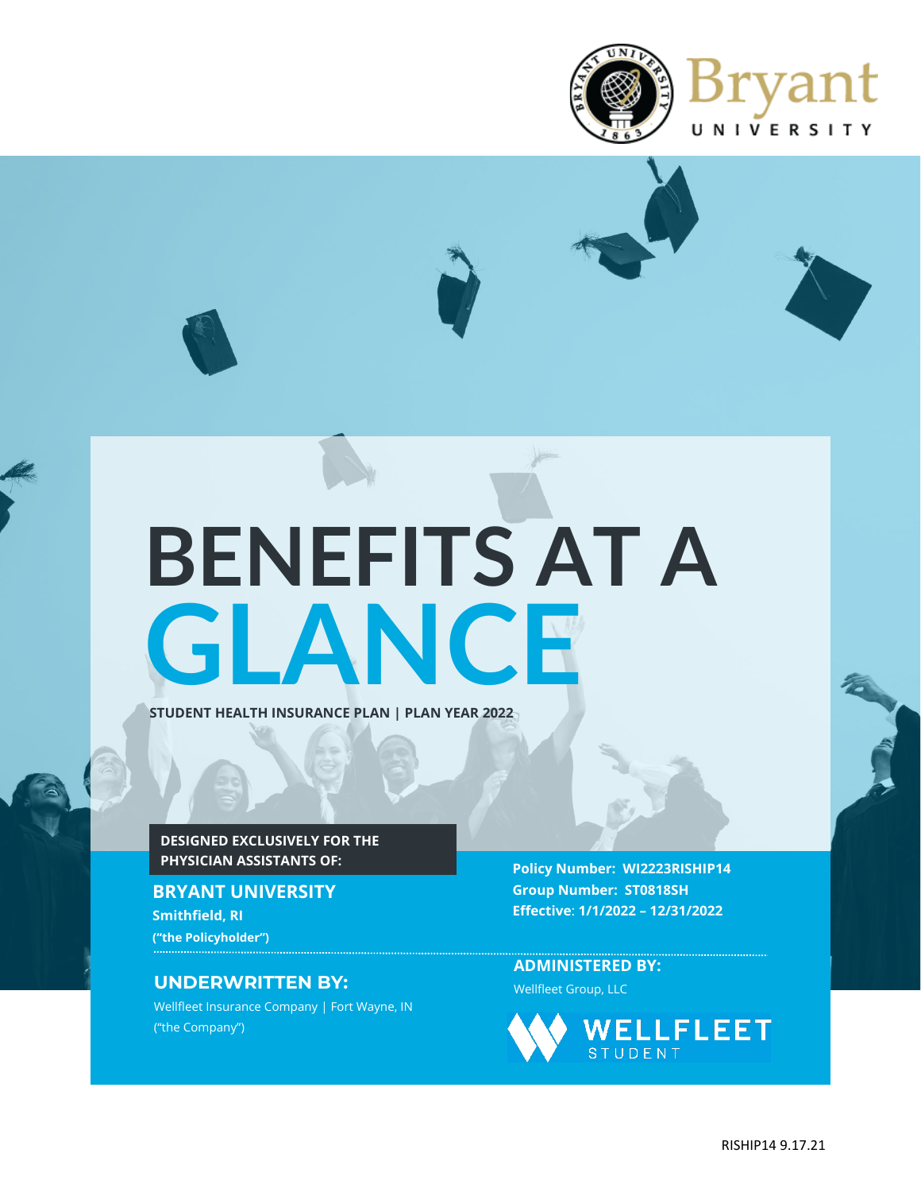Bryant UNIVERSITY

# BENEFITS AT A GLANCE

**STUDENT HEALTH INSURANCE PLAN | PLAN YEAR 2022**

**DESIGNED EXCLUSIVELY FOR THE PHYSICIAN ASSISTANTS OF:**

## BRYANT UNIVERSITY

**Smithfield, RI**

**("the Policyholder")**

**Policy Number: WI2223RISHIP14**
**Group Number: ST0818SH**
**Effective: 1/1/2022 – 12/31/2022**

### UNDERWRITTEN BY:

Wellfleet Insurance Company | Fort Wayne, IN
("the Company")

### ADMINISTERED BY:

Wellfleet Group, LLC

WELLFLEET STUDENT

RISHIP14 9.17.21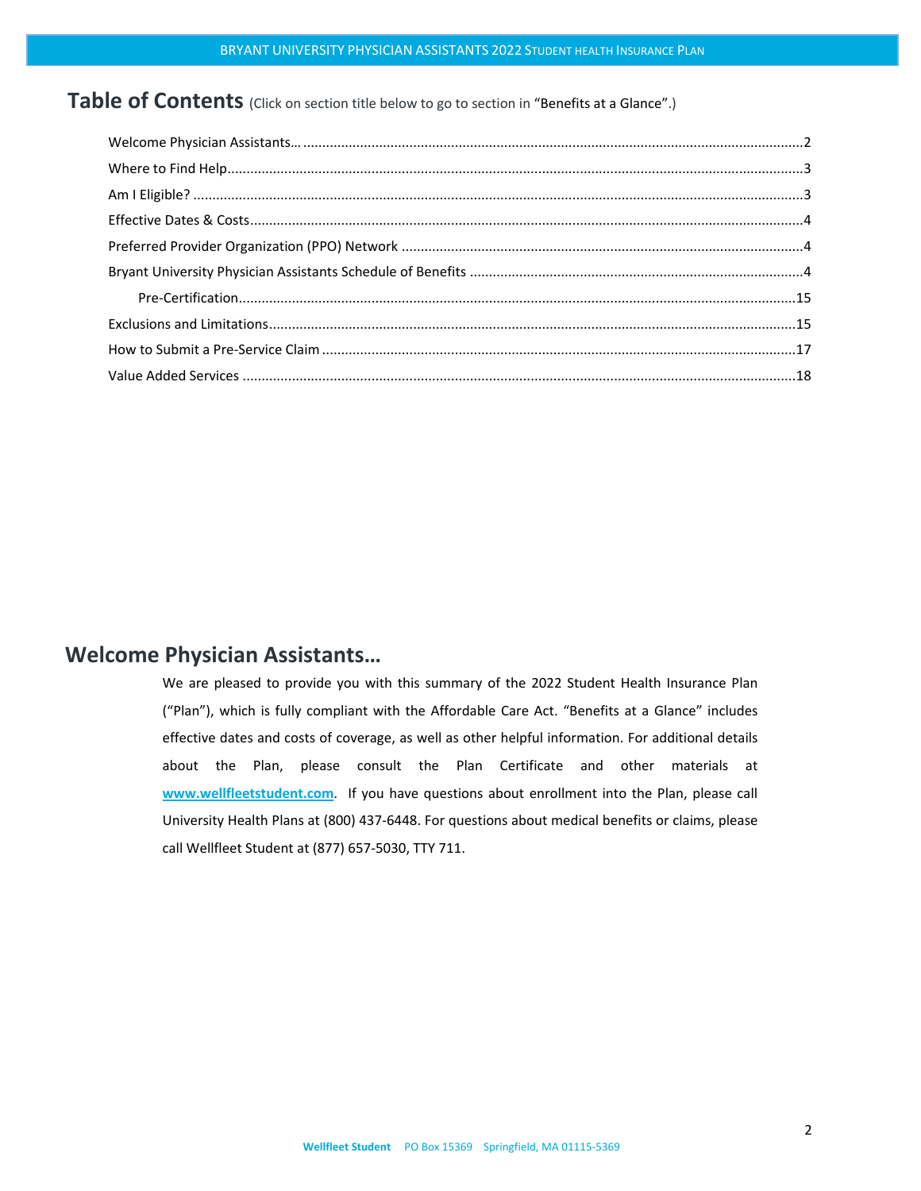## Table of Contents (Click on section title below to go to section in "Benefits at a Glance".)

- Welcome Physician Assistants… 2
- Where to Find Help 3
- Am I Eligible? 3
- Effective Dates & Costs 4
- Preferred Provider Organization (PPO) Network 4
- Bryant University Physician Assistants Schedule of Benefits 4
  - Pre-Certification 15
- Exclusions and Limitations 15
- How to Submit a Pre-Service Claim 17
- Value Added Services 18

## Welcome Physician Assistants…

We are pleased to provide you with this summary of the 2022 Student Health Insurance Plan ("Plan"), which is fully compliant with the Affordable Care Act. "Benefits at a Glance" includes effective dates and costs of coverage, as well as other helpful information. For additional details about the Plan, please consult the Plan Certificate and other materials at **www.wellfleetstudent.com**. If you have questions about enrollment into the Plan, please call University Health Plans at (800) 437-6448. For questions about medical benefits or claims, please call Wellfleet Student at (877) 657-5030, TTY 711.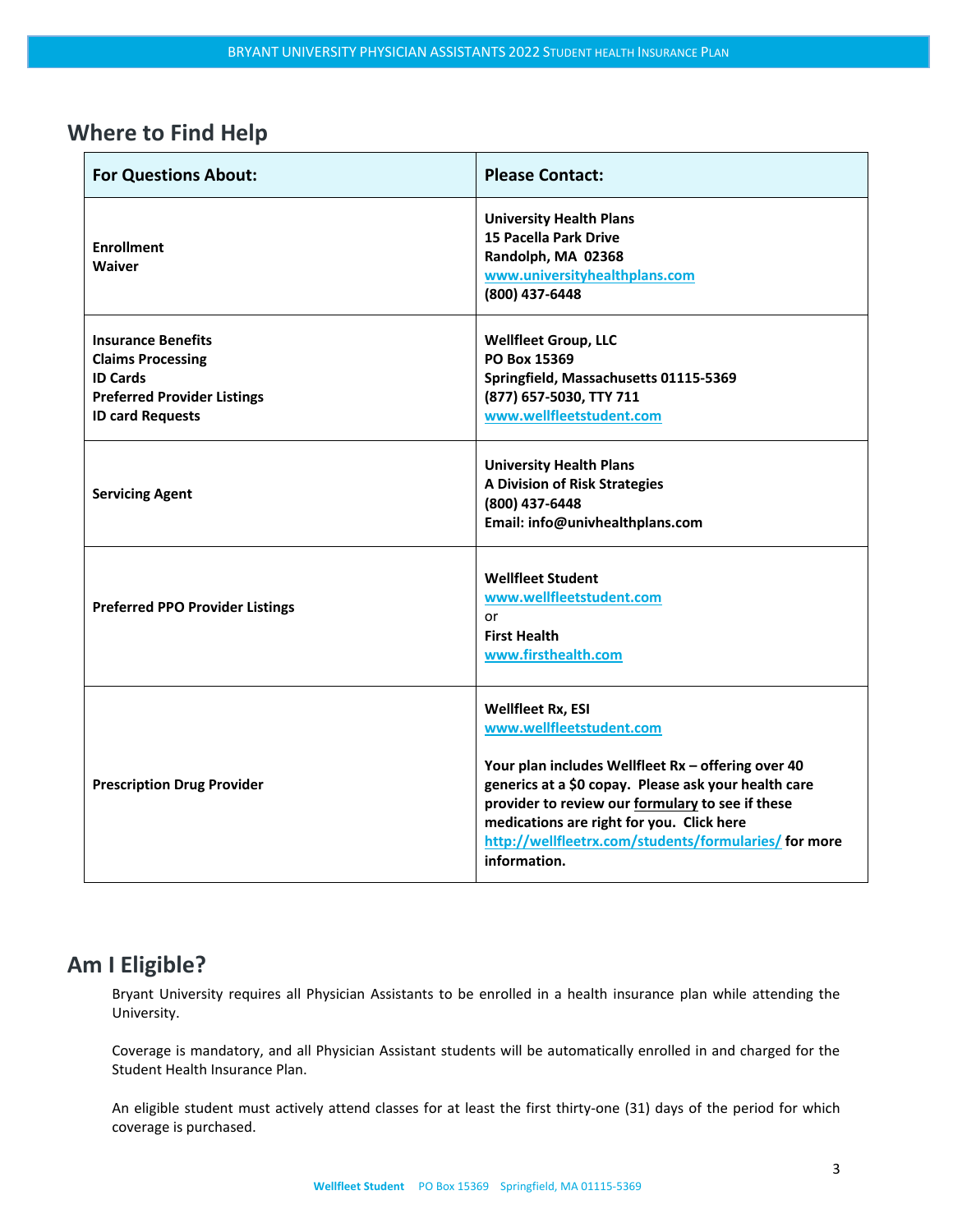## Where to Find Help

| For Questions About: | Please Contact: |
|---|---|
| **Enrollment**<br>**Waiver** | **University Health Plans**<br>**15 Pacella Park Drive**<br>**Randolph, MA 02368**<br>**www.universityhealthplans.com**<br>**(800) 437-6448** |
| **Insurance Benefits**<br>**Claims Processing**<br>**ID Cards**<br>**Preferred Provider Listings**<br>**ID card Requests** | **Wellfleet Group, LLC**<br>**PO Box 15369**<br>**Springfield, Massachusetts 01115-5369**<br>**(877) 657-5030, TTY 711**<br>**www.wellfleetstudent.com** |
| **Servicing Agent** | **University Health Plans**<br>**A Division of Risk Strategies**<br>**(800) 437-6448**<br>**Email: info@univhealthplans.com** |
| **Preferred PPO Provider Listings** | **Wellfleet Student**<br>**www.wellfleetstudent.com**<br>or<br>**First Health**<br>**www.firsthealth.com** |
| **Prescription Drug Provider** | **Wellfleet Rx, ESI**<br>**www.wellfleetstudent.com**<br><br>**Your plan includes Wellfleet Rx – offering over 40 generics at a $0 copay. Please ask your health care provider to review our formulary to see if these medications are right for you. Click here http://wellfleetrx.com/students/formularies/ for more information.** |

## Am I Eligible?

Bryant University requires all Physician Assistants to be enrolled in a health insurance plan while attending the University.

Coverage is mandatory, and all Physician Assistant students will be automatically enrolled in and charged for the Student Health Insurance Plan.

An eligible student must actively attend classes for at least the first thirty-one (31) days of the period for which coverage is purchased.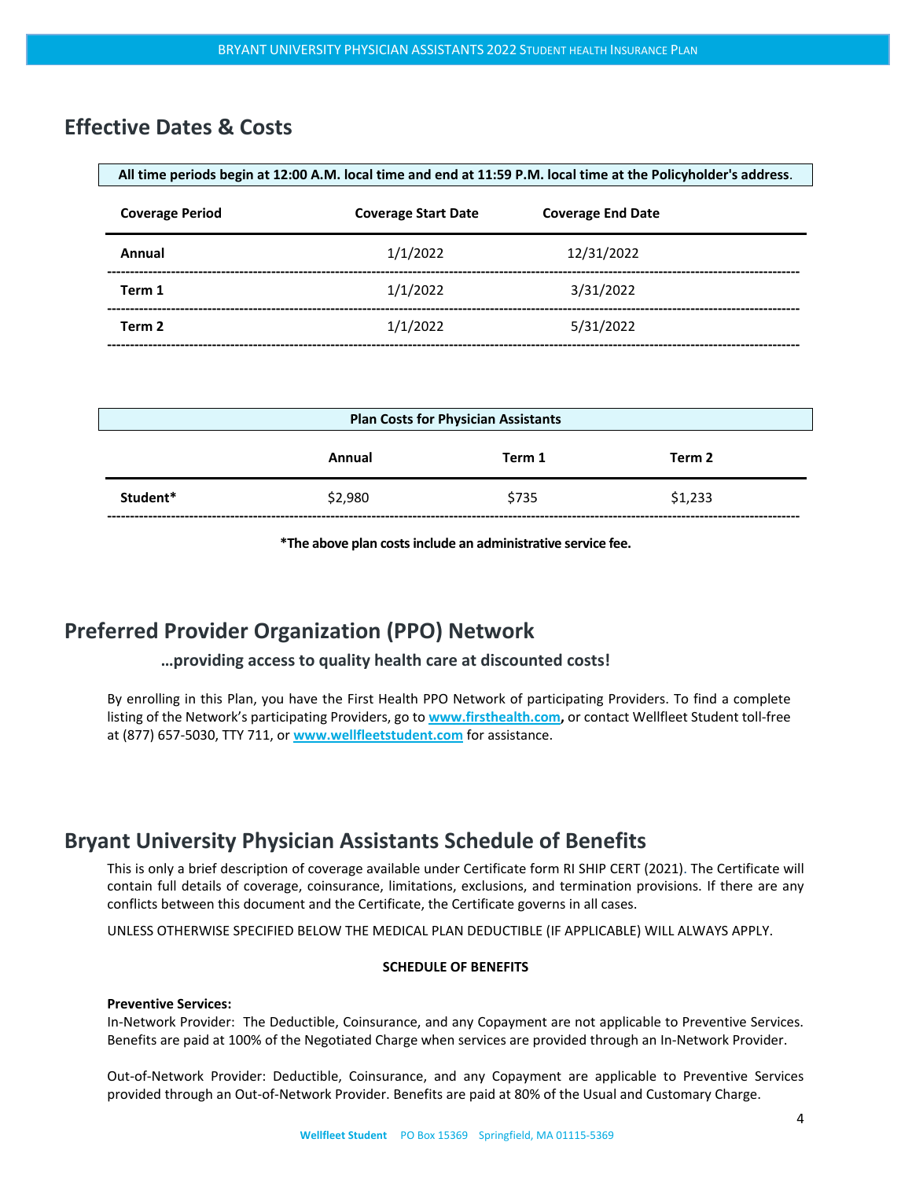## Effective Dates & Costs

**All time periods begin at 12:00 A.M. local time and end at 11:59 P.M. local time at the Policyholder's address.**

| Coverage Period | Coverage Start Date | Coverage End Date |
|---|---|---|
| **Annual** | 1/1/2022 | 12/31/2022 |
| **Term 1** | 1/1/2022 | 3/31/2022 |
| **Term 2** | 1/1/2022 | 5/31/2022 |

**Plan Costs for Physician Assistants**

| | Annual | Term 1 | Term 2 |
|---|---|---|---|
| **Student*** | $2,980 | $735 | $1,233 |

***The above plan costs include an administrative service fee.**

## Preferred Provider Organization (PPO) Network

**…providing access to quality health care at discounted costs!**

By enrolling in this Plan, you have the First Health PPO Network of participating Providers. To find a complete listing of the Network's participating Providers, go to **www.firsthealth.com**, or contact Wellfleet Student toll-free at (877) 657-5030, TTY 711, or **www.wellfleetstudent.com** for assistance.

## Bryant University Physician Assistants Schedule of Benefits

This is only a brief description of coverage available under Certificate form RI SHIP CERT (2021). The Certificate will contain full details of coverage, coinsurance, limitations, exclusions, and termination provisions. If there are any conflicts between this document and the Certificate, the Certificate governs in all cases.

UNLESS OTHERWISE SPECIFIED BELOW THE MEDICAL PLAN DEDUCTIBLE (IF APPLICABLE) WILL ALWAYS APPLY.

**SCHEDULE OF BENEFITS**

**Preventive Services:**
In-Network Provider: The Deductible, Coinsurance, and any Copayment are not applicable to Preventive Services. Benefits are paid at 100% of the Negotiated Charge when services are provided through an In-Network Provider.

Out-of-Network Provider: Deductible, Coinsurance, and any Copayment are applicable to Preventive Services provided through an Out-of-Network Provider. Benefits are paid at 80% of the Usual and Customary Charge.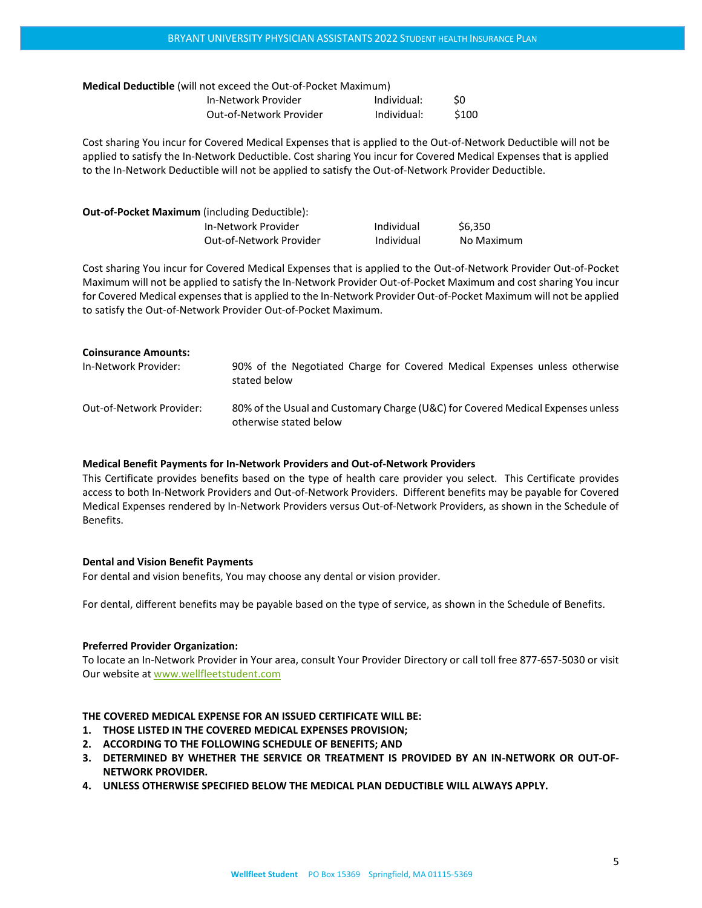**Medical Deductible** (will not exceed the Out-of-Pocket Maximum)

| | | |
|---|---|---|
| In-Network Provider | Individual: | $0 |
| Out-of-Network Provider | Individual: | $100 |

Cost sharing You incur for Covered Medical Expenses that is applied to the Out-of-Network Deductible will not be applied to satisfy the In-Network Deductible. Cost sharing You incur for Covered Medical Expenses that is applied to the In-Network Deductible will not be applied to satisfy the Out-of-Network Provider Deductible.

**Out-of-Pocket Maximum** (including Deductible):

| | | |
|---|---|---|
| In-Network Provider | Individual | $6,350 |
| Out-of-Network Provider | Individual | No Maximum |

Cost sharing You incur for Covered Medical Expenses that is applied to the Out-of-Network Provider Out-of-Pocket Maximum will not be applied to satisfy the In-Network Provider Out-of-Pocket Maximum and cost sharing You incur for Covered Medical expenses that is applied to the In-Network Provider Out-of-Pocket Maximum will not be applied to satisfy the Out-of-Network Provider Out-of-Pocket Maximum.

**Coinsurance Amounts:**

| | |
|---|---|
| In-Network Provider: | 90% of the Negotiated Charge for Covered Medical Expenses unless otherwise stated below |
| Out-of-Network Provider: | 80% of the Usual and Customary Charge (U&C) for Covered Medical Expenses unless otherwise stated below |

**Medical Benefit Payments for In-Network Providers and Out-of-Network Providers**

This Certificate provides benefits based on the type of health care provider you select. This Certificate provides access to both In-Network Providers and Out-of-Network Providers. Different benefits may be payable for Covered Medical Expenses rendered by In-Network Providers versus Out-of-Network Providers, as shown in the Schedule of Benefits.

**Dental and Vision Benefit Payments**

For dental and vision benefits, You may choose any dental or vision provider.

For dental, different benefits may be payable based on the type of service, as shown in the Schedule of Benefits.

**Preferred Provider Organization:**

To locate an In-Network Provider in Your area, consult Your Provider Directory or call toll free 877-657-5030 or visit Our website at www.wellfleetstudent.com

**THE COVERED MEDICAL EXPENSE FOR AN ISSUED CERTIFICATE WILL BE:**

1. **THOSE LISTED IN THE COVERED MEDICAL EXPENSES PROVISION;**
2. **ACCORDING TO THE FOLLOWING SCHEDULE OF BENEFITS; AND**
3. **DETERMINED BY WHETHER THE SERVICE OR TREATMENT IS PROVIDED BY AN IN-NETWORK OR OUT-OF-NETWORK PROVIDER.**
4. **UNLESS OTHERWISE SPECIFIED BELOW THE MEDICAL PLAN DEDUCTIBLE WILL ALWAYS APPLY.**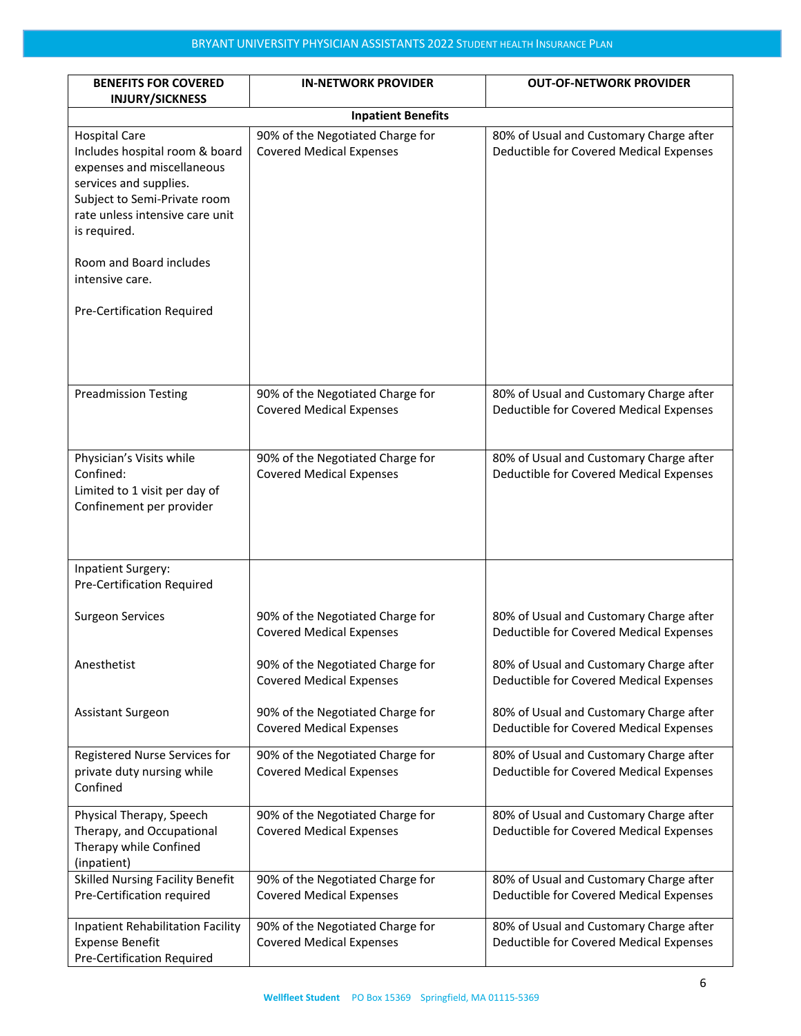| BENEFITS FOR COVERED INJURY/SICKNESS | IN-NETWORK PROVIDER | OUT-OF-NETWORK PROVIDER |
| --- | --- | --- |
| **Inpatient Benefits** | | |
| Hospital Care<br>Includes hospital room & board expenses and miscellaneous services and supplies.<br>Subject to Semi-Private room rate unless intensive care unit is required.<br><br>Room and Board includes intensive care.<br><br>Pre-Certification Required | 90% of the Negotiated Charge for Covered Medical Expenses | 80% of Usual and Customary Charge after Deductible for Covered Medical Expenses |
| Preadmission Testing | 90% of the Negotiated Charge for Covered Medical Expenses | 80% of Usual and Customary Charge after Deductible for Covered Medical Expenses |
| Physician's Visits while Confined:<br>Limited to 1 visit per day of Confinement per provider | 90% of the Negotiated Charge for Covered Medical Expenses | 80% of Usual and Customary Charge after Deductible for Covered Medical Expenses |
| Inpatient Surgery:<br>Pre-Certification Required | | |
| Surgeon Services | 90% of the Negotiated Charge for Covered Medical Expenses | 80% of Usual and Customary Charge after Deductible for Covered Medical Expenses |
| Anesthetist | 90% of the Negotiated Charge for Covered Medical Expenses | 80% of Usual and Customary Charge after Deductible for Covered Medical Expenses |
| Assistant Surgeon | 90% of the Negotiated Charge for Covered Medical Expenses | 80% of Usual and Customary Charge after Deductible for Covered Medical Expenses |
| Registered Nurse Services for private duty nursing while Confined | 90% of the Negotiated Charge for Covered Medical Expenses | 80% of Usual and Customary Charge after Deductible for Covered Medical Expenses |
| Physical Therapy, Speech Therapy, and Occupational Therapy while Confined (inpatient) | 90% of the Negotiated Charge for Covered Medical Expenses | 80% of Usual and Customary Charge after Deductible for Covered Medical Expenses |
| Skilled Nursing Facility Benefit<br>Pre-Certification required | 90% of the Negotiated Charge for Covered Medical Expenses | 80% of Usual and Customary Charge after Deductible for Covered Medical Expenses |
| Inpatient Rehabilitation Facility Expense Benefit<br>Pre-Certification Required | 90% of the Negotiated Charge for Covered Medical Expenses | 80% of Usual and Customary Charge after Deductible for Covered Medical Expenses |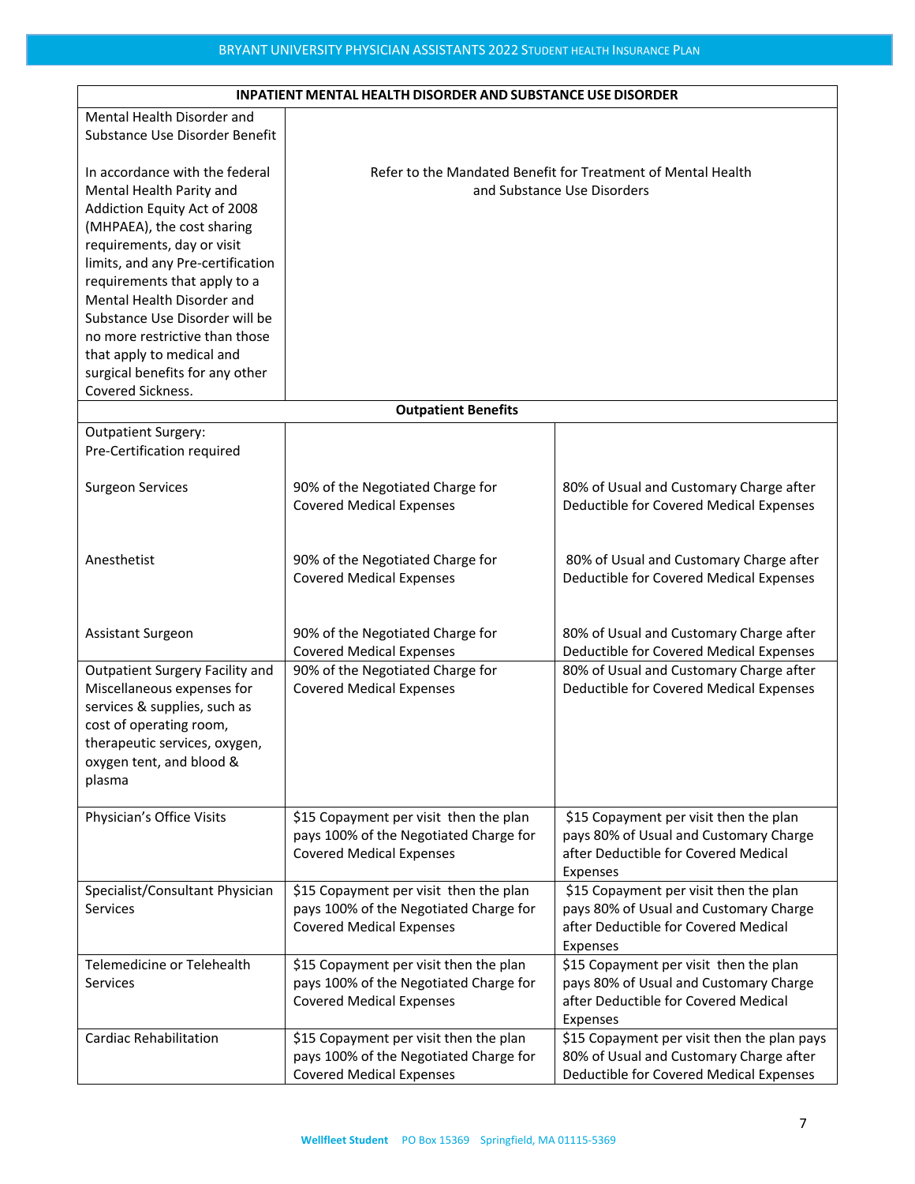| INPATIENT MENTAL HEALTH DISORDER AND SUBSTANCE USE DISORDER | | |
|---|---|---|
| Mental Health Disorder and Substance Use Disorder Benefit<br><br>In accordance with the federal Mental Health Parity and Addiction Equity Act of 2008 (MHPAEA), the cost sharing requirements, day or visit limits, and any Pre-certification requirements that apply to a Mental Health Disorder and Substance Use Disorder will be no more restrictive than those that apply to medical and surgical benefits for any other Covered Sickness. | Refer to the Mandated Benefit for Treatment of Mental Health and Substance Use Disorders | |
| **Outpatient Benefits** | | |
| Outpatient Surgery:<br>Pre-Certification required | | |
| Surgeon Services | 90% of the Negotiated Charge for Covered Medical Expenses | 80% of Usual and Customary Charge after Deductible for Covered Medical Expenses |
| Anesthetist | 90% of the Negotiated Charge for Covered Medical Expenses | 80% of Usual and Customary Charge after Deductible for Covered Medical Expenses |
| Assistant Surgeon | 90% of the Negotiated Charge for Covered Medical Expenses | 80% of Usual and Customary Charge after Deductible for Covered Medical Expenses |
| Outpatient Surgery Facility and Miscellaneous expenses for services & supplies, such as cost of operating room, therapeutic services, oxygen, oxygen tent, and blood & plasma | 90% of the Negotiated Charge for Covered Medical Expenses | 80% of Usual and Customary Charge after Deductible for Covered Medical Expenses |
| Physician's Office Visits | $15 Copayment per visit then the plan pays 100% of the Negotiated Charge for Covered Medical Expenses | $15 Copayment per visit then the plan pays 80% of Usual and Customary Charge after Deductible for Covered Medical Expenses |
| Specialist/Consultant Physician Services | $15 Copayment per visit then the plan pays 100% of the Negotiated Charge for Covered Medical Expenses | $15 Copayment per visit then the plan pays 80% of Usual and Customary Charge after Deductible for Covered Medical Expenses |
| Telemedicine or Telehealth Services | $15 Copayment per visit then the plan pays 100% of the Negotiated Charge for Covered Medical Expenses | $15 Copayment per visit then the plan pays 80% of Usual and Customary Charge after Deductible for Covered Medical Expenses |
| Cardiac Rehabilitation | $15 Copayment per visit then the plan pays 100% of the Negotiated Charge for Covered Medical Expenses | $15 Copayment per visit then the plan pays 80% of Usual and Customary Charge after Deductible for Covered Medical Expenses |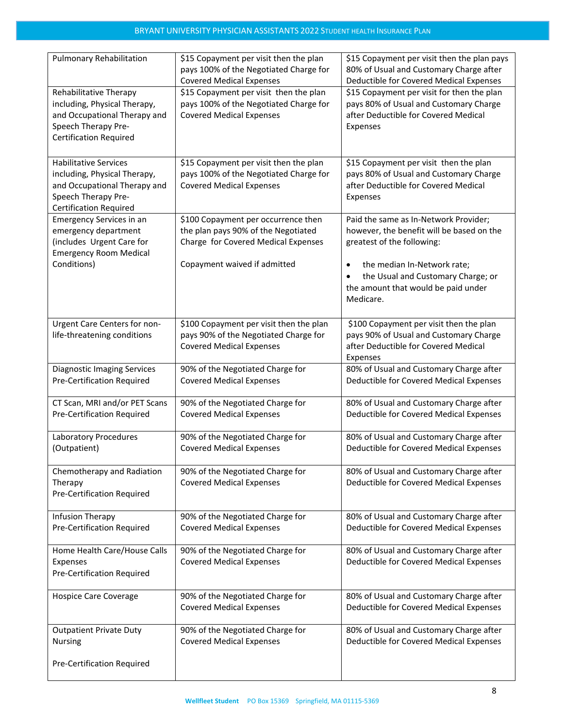| Pulmonary Rehabilitation | $15 Copayment per visit then the plan pays 100% of the Negotiated Charge for Covered Medical Expenses | $15 Copayment per visit then the plan pays 80% of Usual and Customary Charge after Deductible for Covered Medical Expenses |
|---|---|---|
| Rehabilitative Therapy including, Physical Therapy, and Occupational Therapy and Speech Therapy Pre-Certification Required | $15 Copayment per visit then the plan pays 100% of the Negotiated Charge for Covered Medical Expenses | $15 Copayment per visit for then the plan pays 80% of Usual and Customary Charge after Deductible for Covered Medical Expenses |
| Habilitative Services including, Physical Therapy, and Occupational Therapy and Speech Therapy Pre-Certification Required | $15 Copayment per visit then the plan pays 100% of the Negotiated Charge for Covered Medical Expenses | $15 Copayment per visit then the plan pays 80% of Usual and Customary Charge after Deductible for Covered Medical Expenses |
| Emergency Services in an emergency department (includes Urgent Care for Emergency Room Medical Conditions) | $100 Copayment per occurrence then the plan pays 90% of the Negotiated Charge for Covered Medical Expenses<br><br>Copayment waived if admitted | Paid the same as In-Network Provider; however, the benefit will be based on the greatest of the following:<br>• the median In-Network rate;<br>• the Usual and Customary Charge; or the amount that would be paid under Medicare. |
| Urgent Care Centers for non-life-threatening conditions | $100 Copayment per visit then the plan pays 90% of the Negotiated Charge for Covered Medical Expenses | $100 Copayment per visit then the plan pays 90% of Usual and Customary Charge after Deductible for Covered Medical Expenses |
| Diagnostic Imaging Services Pre-Certification Required | 90% of the Negotiated Charge for Covered Medical Expenses | 80% of Usual and Customary Charge after Deductible for Covered Medical Expenses |
| CT Scan, MRI and/or PET Scans Pre-Certification Required | 90% of the Negotiated Charge for Covered Medical Expenses | 80% of Usual and Customary Charge after Deductible for Covered Medical Expenses |
| Laboratory Procedures (Outpatient) | 90% of the Negotiated Charge for Covered Medical Expenses | 80% of Usual and Customary Charge after Deductible for Covered Medical Expenses |
| Chemotherapy and Radiation Therapy Pre-Certification Required | 90% of the Negotiated Charge for Covered Medical Expenses | 80% of Usual and Customary Charge after Deductible for Covered Medical Expenses |
| Infusion Therapy Pre-Certification Required | 90% of the Negotiated Charge for Covered Medical Expenses | 80% of Usual and Customary Charge after Deductible for Covered Medical Expenses |
| Home Health Care/House Calls Expenses Pre-Certification Required | 90% of the Negotiated Charge for Covered Medical Expenses | 80% of Usual and Customary Charge after Deductible for Covered Medical Expenses |
| Hospice Care Coverage | 90% of the Negotiated Charge for Covered Medical Expenses | 80% of Usual and Customary Charge after Deductible for Covered Medical Expenses |
| Outpatient Private Duty Nursing<br><br>Pre-Certification Required | 90% of the Negotiated Charge for Covered Medical Expenses | 80% of Usual and Customary Charge after Deductible for Covered Medical Expenses |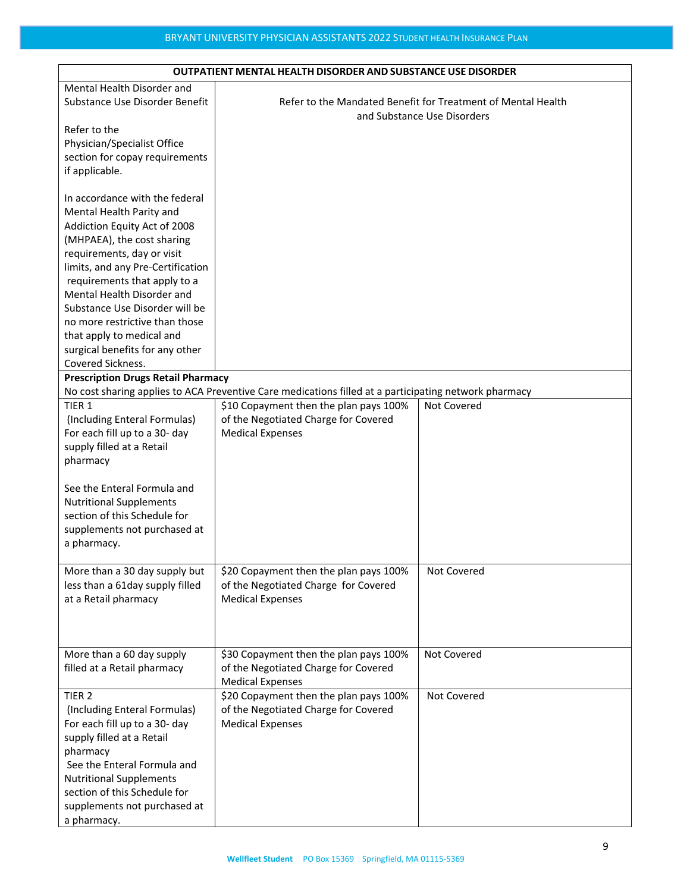| OUTPATIENT MENTAL HEALTH DISORDER AND SUBSTANCE USE DISORDER | | |
|---|---|---|
| Mental Health Disorder and Substance Use Disorder Benefit<br><br>Refer to the Physician/Specialist Office section for copay requirements if applicable.<br><br>In accordance with the federal Mental Health Parity and Addiction Equity Act of 2008 (MHPAEA), the cost sharing requirements, day or visit limits, and any Pre-Certification requirements that apply to a Mental Health Disorder and Substance Use Disorder will be no more restrictive than those that apply to medical and surgical benefits for any other Covered Sickness. | Refer to the Mandated Benefit for Treatment of Mental Health and Substance Use Disorders | |
| **Prescription Drugs Retail Pharmacy**<br>No cost sharing applies to ACA Preventive Care medications filled at a participating network pharmacy | | |
| TIER 1<br>(Including Enteral Formulas)<br>For each fill up to a 30- day supply filled at a Retail pharmacy<br><br>See the Enteral Formula and Nutritional Supplements section of this Schedule for supplements not purchased at a pharmacy. | $10 Copayment then the plan pays 100% of the Negotiated Charge for Covered Medical Expenses | Not Covered |
| More than a 30 day supply but less than a 61day supply filled at a Retail pharmacy | $20 Copayment then the plan pays 100% of the Negotiated Charge for Covered Medical Expenses | Not Covered |
| More than a 60 day supply filled at a Retail pharmacy | $30 Copayment then the plan pays 100% of the Negotiated Charge for Covered Medical Expenses | Not Covered |
| TIER 2<br>(Including Enteral Formulas)<br>For each fill up to a 30- day supply filled at a Retail pharmacy<br>See the Enteral Formula and Nutritional Supplements section of this Schedule for supplements not purchased at a pharmacy. | $20 Copayment then the plan pays 100% of the Negotiated Charge for Covered Medical Expenses | Not Covered |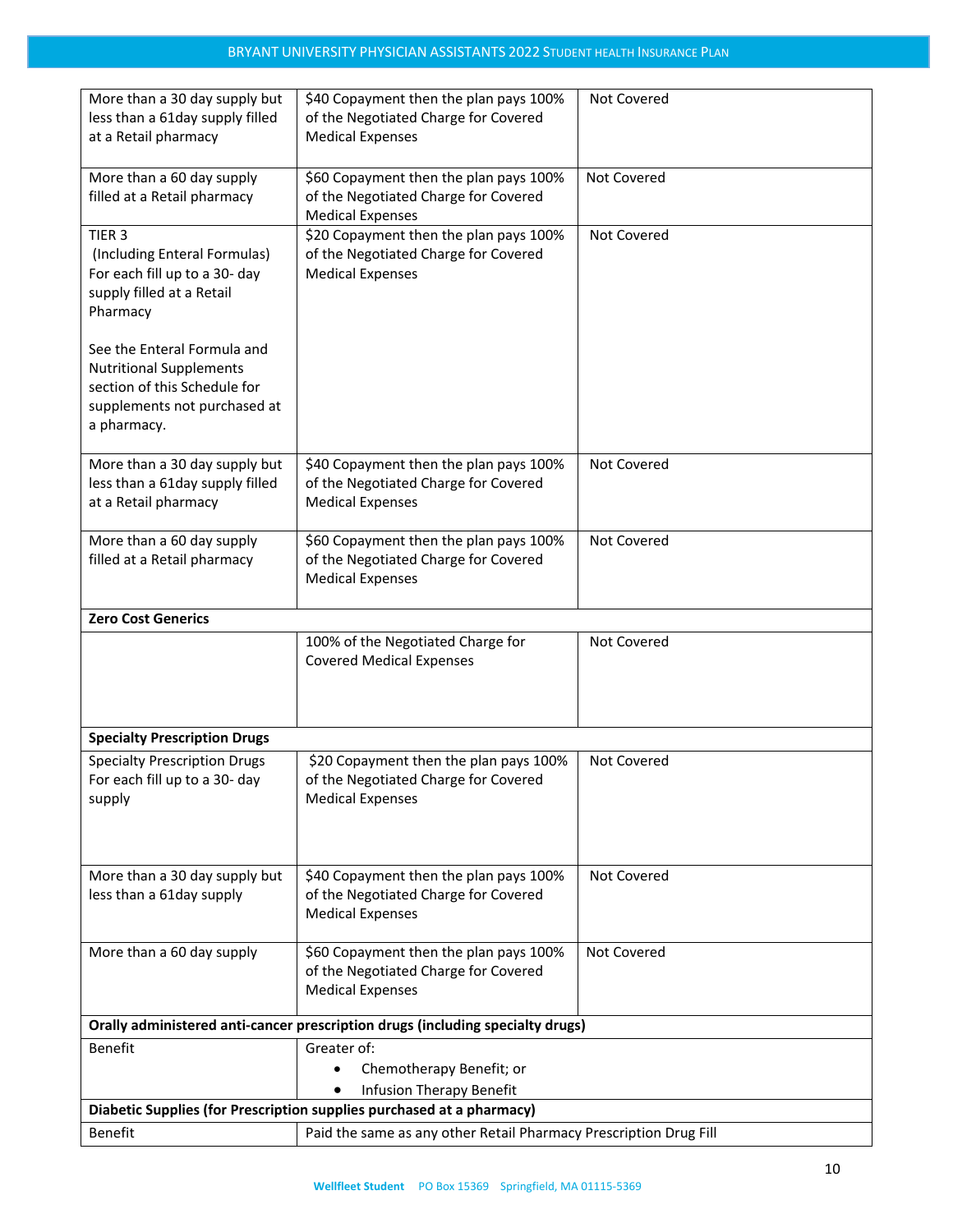| | | |
|---|---|---|
| More than a 30 day supply but less than a 61day supply filled at a Retail pharmacy | $40 Copayment then the plan pays 100% of the Negotiated Charge for Covered Medical Expenses | Not Covered |
| More than a 60 day supply filled at a Retail pharmacy | $60 Copayment then the plan pays 100% of the Negotiated Charge for Covered Medical Expenses | Not Covered |
| TIER 3 (Including Enteral Formulas) For each fill up to a 30- day supply filled at a Retail Pharmacy<br><br>See the Enteral Formula and Nutritional Supplements section of this Schedule for supplements not purchased at a pharmacy. | $20 Copayment then the plan pays 100% of the Negotiated Charge for Covered Medical Expenses | Not Covered |
| More than a 30 day supply but less than a 61day supply filled at a Retail pharmacy | $40 Copayment then the plan pays 100% of the Negotiated Charge for Covered Medical Expenses | Not Covered |
| More than a 60 day supply filled at a Retail pharmacy | $60 Copayment then the plan pays 100% of the Negotiated Charge for Covered Medical Expenses | Not Covered |
| **Zero Cost Generics** | | |
| | 100% of the Negotiated Charge for Covered Medical Expenses | Not Covered |
| **Specialty Prescription Drugs** | | |
| Specialty Prescription Drugs For each fill up to a 30- day supply | $20 Copayment then the plan pays 100% of the Negotiated Charge for Covered Medical Expenses | Not Covered |
| More than a 30 day supply but less than a 61day supply | $40 Copayment then the plan pays 100% of the Negotiated Charge for Covered Medical Expenses | Not Covered |
| More than a 60 day supply | $60 Copayment then the plan pays 100% of the Negotiated Charge for Covered Medical Expenses | Not Covered |
| **Orally administered anti-cancer prescription drugs (including specialty drugs)** | | |
| Benefit | Greater of:<br>• Chemotherapy Benefit; or<br>• Infusion Therapy Benefit | |
| **Diabetic Supplies (for Prescription supplies purchased at a pharmacy)** | | |
| Benefit | Paid the same as any other Retail Pharmacy Prescription Drug Fill | |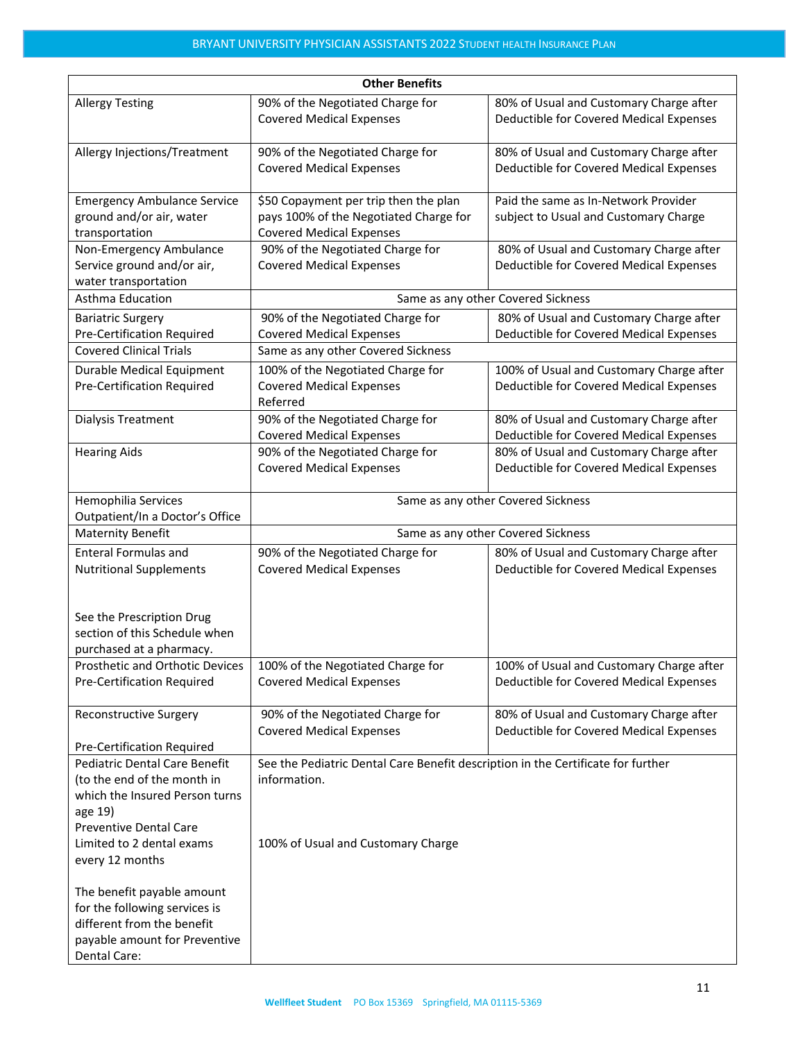| Other Benefits | | |
|---|---|---|
| Allergy Testing | 90% of the Negotiated Charge for Covered Medical Expenses | 80% of Usual and Customary Charge after Deductible for Covered Medical Expenses |
| Allergy Injections/Treatment | 90% of the Negotiated Charge for Covered Medical Expenses | 80% of Usual and Customary Charge after Deductible for Covered Medical Expenses |
| Emergency Ambulance Service ground and/or air, water transportation | $50 Copayment per trip then the plan pays 100% of the Negotiated Charge for Covered Medical Expenses | Paid the same as In-Network Provider subject to Usual and Customary Charge |
| Non-Emergency Ambulance Service ground and/or air, water transportation | 90% of the Negotiated Charge for Covered Medical Expenses | 80% of Usual and Customary Charge after Deductible for Covered Medical Expenses |
| Asthma Education | Same as any other Covered Sickness | |
| Bariatric Surgery Pre-Certification Required | 90% of the Negotiated Charge for Covered Medical Expenses | 80% of Usual and Customary Charge after Deductible for Covered Medical Expenses |
| Covered Clinical Trials | Same as any other Covered Sickness | |
| Durable Medical Equipment Pre-Certification Required | 100% of the Negotiated Charge for Covered Medical Expenses Referred | 100% of Usual and Customary Charge after Deductible for Covered Medical Expenses |
| Dialysis Treatment | 90% of the Negotiated Charge for Covered Medical Expenses | 80% of Usual and Customary Charge after Deductible for Covered Medical Expenses |
| Hearing Aids | 90% of the Negotiated Charge for Covered Medical Expenses | 80% of Usual and Customary Charge after Deductible for Covered Medical Expenses |
| Hemophilia Services Outpatient/In a Doctor's Office | Same as any other Covered Sickness | |
| Maternity Benefit | Same as any other Covered Sickness | |
| Enteral Formulas and Nutritional Supplements<br><br>See the Prescription Drug section of this Schedule when purchased at a pharmacy. | 90% of the Negotiated Charge for Covered Medical Expenses | 80% of Usual and Customary Charge after Deductible for Covered Medical Expenses |
| Prosthetic and Orthotic Devices Pre-Certification Required | 100% of the Negotiated Charge for Covered Medical Expenses | 100% of Usual and Customary Charge after Deductible for Covered Medical Expenses |
| Reconstructive Surgery<br><br>Pre-Certification Required | 90% of the Negotiated Charge for Covered Medical Expenses | 80% of Usual and Customary Charge after Deductible for Covered Medical Expenses |
| Pediatric Dental Care Benefit (to the end of the month in which the Insured Person turns age 19)<br>Preventive Dental Care Limited to 2 dental exams every 12 months<br><br>The benefit payable amount for the following services is different from the benefit payable amount for Preventive Dental Care: | See the Pediatric Dental Care Benefit description in the Certificate for further information.<br><br>100% of Usual and Customary Charge | |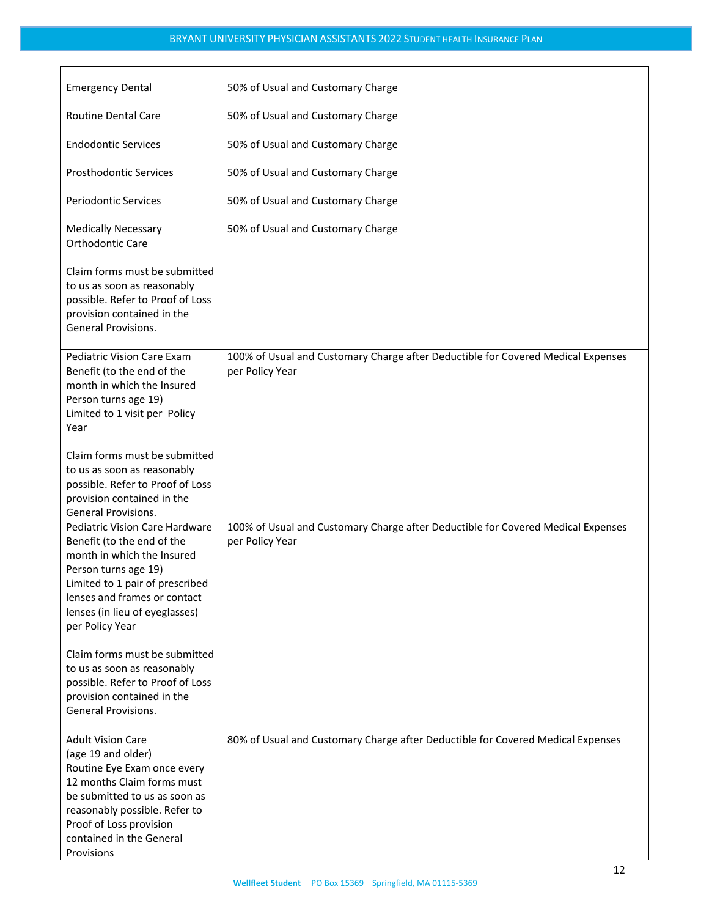| | |
|---|---|
| Emergency Dental | 50% of Usual and Customary Charge |
| Routine Dental Care | 50% of Usual and Customary Charge |
| Endodontic Services | 50% of Usual and Customary Charge |
| Prosthodontic Services | 50% of Usual and Customary Charge |
| Periodontic Services | 50% of Usual and Customary Charge |
| Medically Necessary Orthodontic Care<br><br>Claim forms must be submitted to us as soon as reasonably possible. Refer to Proof of Loss provision contained in the General Provisions. | 50% of Usual and Customary Charge |
| Pediatric Vision Care Exam Benefit (to the end of the month in which the Insured Person turns age 19)<br>Limited to 1 visit per Policy Year<br><br>Claim forms must be submitted to us as soon as reasonably possible. Refer to Proof of Loss provision contained in the General Provisions. | 100% of Usual and Customary Charge after Deductible for Covered Medical Expenses per Policy Year |
| Pediatric Vision Care Hardware Benefit (to the end of the month in which the Insured Person turns age 19)<br>Limited to 1 pair of prescribed lenses and frames or contact lenses (in lieu of eyeglasses) per Policy Year<br><br>Claim forms must be submitted to us as soon as reasonably possible. Refer to Proof of Loss provision contained in the General Provisions. | 100% of Usual and Customary Charge after Deductible for Covered Medical Expenses per Policy Year |
| Adult Vision Care<br>(age 19 and older)<br>Routine Eye Exam once every 12 months Claim forms must be submitted to us as soon as reasonably possible. Refer to Proof of Loss provision contained in the General Provisions | 80% of Usual and Customary Charge after Deductible for Covered Medical Expenses |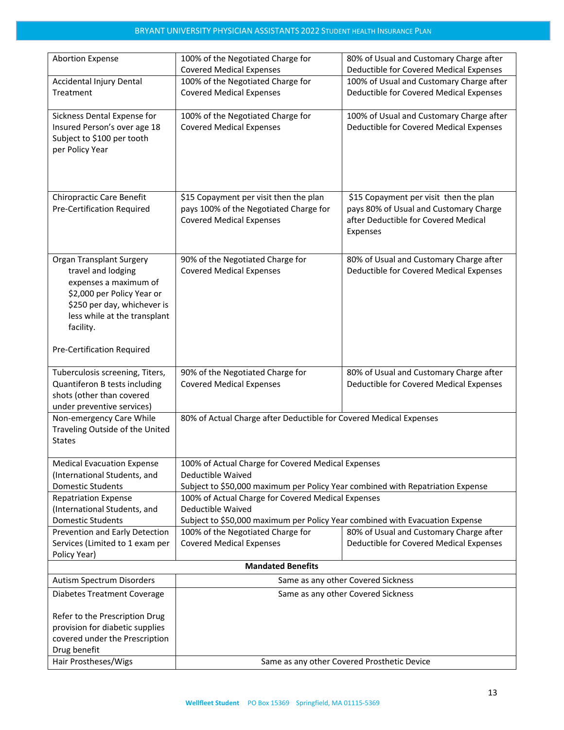| | | |
|---|---|---|
| Abortion Expense | 100% of the Negotiated Charge for Covered Medical Expenses | 80% of Usual and Customary Charge after Deductible for Covered Medical Expenses |
| Accidental Injury Dental Treatment | 100% of the Negotiated Charge for Covered Medical Expenses | 100% of Usual and Customary Charge after Deductible for Covered Medical Expenses |
| Sickness Dental Expense for Insured Person's over age 18 Subject to $100 per tooth per Policy Year | 100% of the Negotiated Charge for Covered Medical Expenses | 100% of Usual and Customary Charge after Deductible for Covered Medical Expenses |
| Chiropractic Care Benefit Pre-Certification Required | $15 Copayment per visit then the plan pays 100% of the Negotiated Charge for Covered Medical Expenses | $15 Copayment per visit then the plan pays 80% of Usual and Customary Charge after Deductible for Covered Medical Expenses |
| Organ Transplant Surgery travel and lodging expenses a maximum of $2,000 per Policy Year or $250 per day, whichever is less while at the transplant facility.<br><br>Pre-Certification Required | 90% of the Negotiated Charge for Covered Medical Expenses | 80% of Usual and Customary Charge after Deductible for Covered Medical Expenses |
| Tuberculosis screening, Titers, Quantiferon B tests including shots (other than covered under preventive services) | 90% of the Negotiated Charge for Covered Medical Expenses | 80% of Usual and Customary Charge after Deductible for Covered Medical Expenses |
| Non-emergency Care While Traveling Outside of the United States | 80% of Actual Charge after Deductible for Covered Medical Expenses | |
| Medical Evacuation Expense (International Students, and Domestic Students | 100% of Actual Charge for Covered Medical Expenses<br>Deductible Waived<br>Subject to $50,000 maximum per Policy Year combined with Repatriation Expense | |
| Repatriation Expense (International Students, and Domestic Students | 100% of Actual Charge for Covered Medical Expenses<br>Deductible Waived<br>Subject to $50,000 maximum per Policy Year combined with Evacuation Expense | |
| Prevention and Early Detection Services (Limited to 1 exam per Policy Year) | 100% of the Negotiated Charge for Covered Medical Expenses | 80% of Usual and Customary Charge after Deductible for Covered Medical Expenses |
| **Mandated Benefits** | | |
| Autism Spectrum Disorders | Same as any other Covered Sickness | |
| Diabetes Treatment Coverage<br><br>Refer to the Prescription Drug provision for diabetic supplies covered under the Prescription Drug benefit | Same as any other Covered Sickness | |
| Hair Prostheses/Wigs | Same as any other Covered Prosthetic Device | |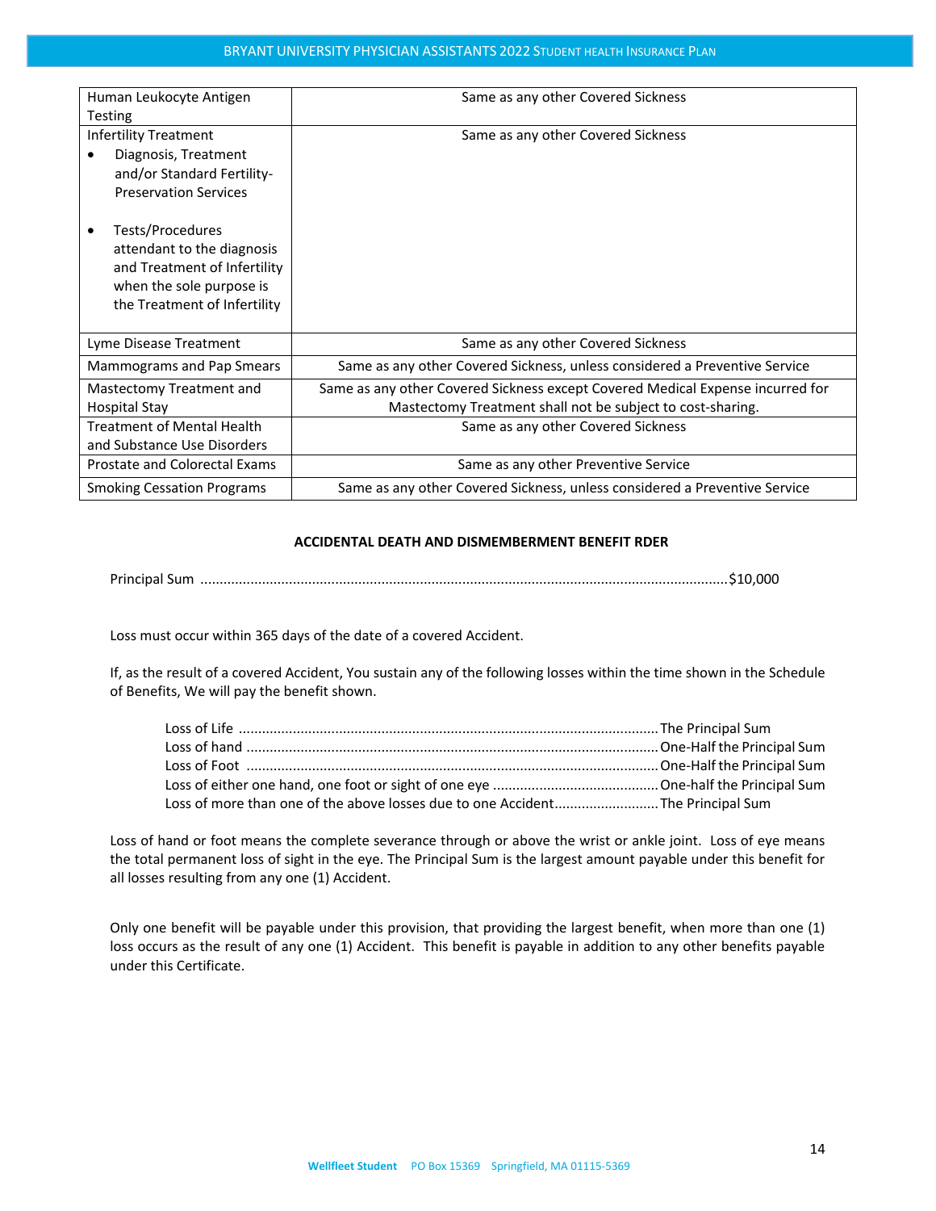| | |
|---|---|
| Human Leukocyte Antigen Testing | Same as any other Covered Sickness |
| Infertility Treatment<br>• Diagnosis, Treatment and/or Standard Fertility-Preservation Services<br><br>• Tests/Procedures attendant to the diagnosis and Treatment of Infertility when the sole purpose is the Treatment of Infertility | Same as any other Covered Sickness |
| Lyme Disease Treatment | Same as any other Covered Sickness |
| Mammograms and Pap Smears | Same as any other Covered Sickness, unless considered a Preventive Service |
| Mastectomy Treatment and Hospital Stay | Same as any other Covered Sickness except Covered Medical Expense incurred for Mastectomy Treatment shall not be subject to cost-sharing. |
| Treatment of Mental Health and Substance Use Disorders | Same as any other Covered Sickness |
| Prostate and Colorectal Exams | Same as any other Preventive Service |
| Smoking Cessation Programs | Same as any other Covered Sickness, unless considered a Preventive Service |

**ACCIDENTAL DEATH AND DISMEMBERMENT BENEFIT RDER**

Principal Sum ........................................................................................................................................$10,000

Loss must occur within 365 days of the date of a covered Accident.

If, as the result of a covered Accident, You sustain any of the following losses within the time shown in the Schedule of Benefits, We will pay the benefit shown.

Loss of Life ............................................................................................................The Principal Sum
Loss of hand ..........................................................................................................One-Half the Principal Sum
Loss of Foot ..........................................................................................................One-Half the Principal Sum
Loss of either one hand, one foot or sight of one eye ...........................................One-half the Principal Sum
Loss of more than one of the above losses due to one Accident..........................The Principal Sum

Loss of hand or foot means the complete severance through or above the wrist or ankle joint. Loss of eye means the total permanent loss of sight in the eye. The Principal Sum is the largest amount payable under this benefit for all losses resulting from any one (1) Accident.

Only one benefit will be payable under this provision, that providing the largest benefit, when more than one (1) loss occurs as the result of any one (1) Accident. This benefit is payable in addition to any other benefits payable under this Certificate.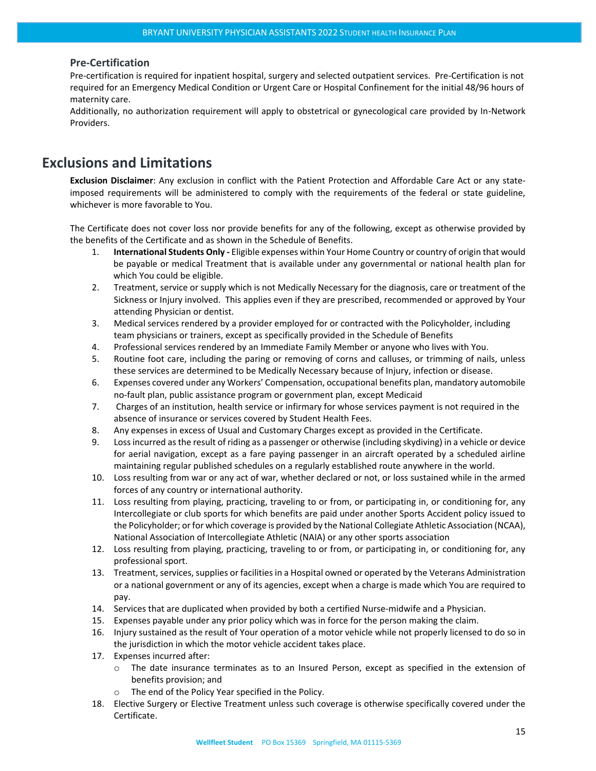### Pre-Certification

Pre-certification is required for inpatient hospital, surgery and selected outpatient services. Pre-Certification is not required for an Emergency Medical Condition or Urgent Care or Hospital Confinement for the initial 48/96 hours of maternity care.

Additionally, no authorization requirement will apply to obstetrical or gynecological care provided by In-Network Providers.

## Exclusions and Limitations

**Exclusion Disclaimer**: Any exclusion in conflict with the Patient Protection and Affordable Care Act or any state-imposed requirements will be administered to comply with the requirements of the federal or state guideline, whichever is more favorable to You.

The Certificate does not cover loss nor provide benefits for any of the following, except as otherwise provided by the benefits of the Certificate and as shown in the Schedule of Benefits.

1. **International Students Only -** Eligible expenses within Your Home Country or country of origin that would be payable or medical Treatment that is available under any governmental or national health plan for which You could be eligible.
2. Treatment, service or supply which is not Medically Necessary for the diagnosis, care or treatment of the Sickness or Injury involved. This applies even if they are prescribed, recommended or approved by Your attending Physician or dentist.
3. Medical services rendered by a provider employed for or contracted with the Policyholder, including team physicians or trainers, except as specifically provided in the Schedule of Benefits
4. Professional services rendered by an Immediate Family Member or anyone who lives with You.
5. Routine foot care, including the paring or removing of corns and calluses, or trimming of nails, unless these services are determined to be Medically Necessary because of Injury, infection or disease.
6. Expenses covered under any Workers' Compensation, occupational benefits plan, mandatory automobile no-fault plan, public assistance program or government plan, except Medicaid
7. Charges of an institution, health service or infirmary for whose services payment is not required in the absence of insurance or services covered by Student Health Fees.
8. Any expenses in excess of Usual and Customary Charges except as provided in the Certificate.
9. Loss incurred as the result of riding as a passenger or otherwise (including skydiving) in a vehicle or device for aerial navigation, except as a fare paying passenger in an aircraft operated by a scheduled airline maintaining regular published schedules on a regularly established route anywhere in the world.
10. Loss resulting from war or any act of war, whether declared or not, or loss sustained while in the armed forces of any country or international authority.
11. Loss resulting from playing, practicing, traveling to or from, or participating in, or conditioning for, any Intercollegiate or club sports for which benefits are paid under another Sports Accident policy issued to the Policyholder; or for which coverage is provided by the National Collegiate Athletic Association (NCAA), National Association of Intercollegiate Athletic (NAIA) or any other sports association
12. Loss resulting from playing, practicing, traveling to or from, or participating in, or conditioning for, any professional sport.
13. Treatment, services, supplies or facilities in a Hospital owned or operated by the Veterans Administration or a national government or any of its agencies, except when a charge is made which You are required to pay.
14. Services that are duplicated when provided by both a certified Nurse-midwife and a Physician.
15. Expenses payable under any prior policy which was in force for the person making the claim.
16. Injury sustained as the result of Your operation of a motor vehicle while not properly licensed to do so in the jurisdiction in which the motor vehicle accident takes place.
17. Expenses incurred after:
    - The date insurance terminates as to an Insured Person, except as specified in the extension of benefits provision; and
    - The end of the Policy Year specified in the Policy.
18. Elective Surgery or Elective Treatment unless such coverage is otherwise specifically covered under the Certificate.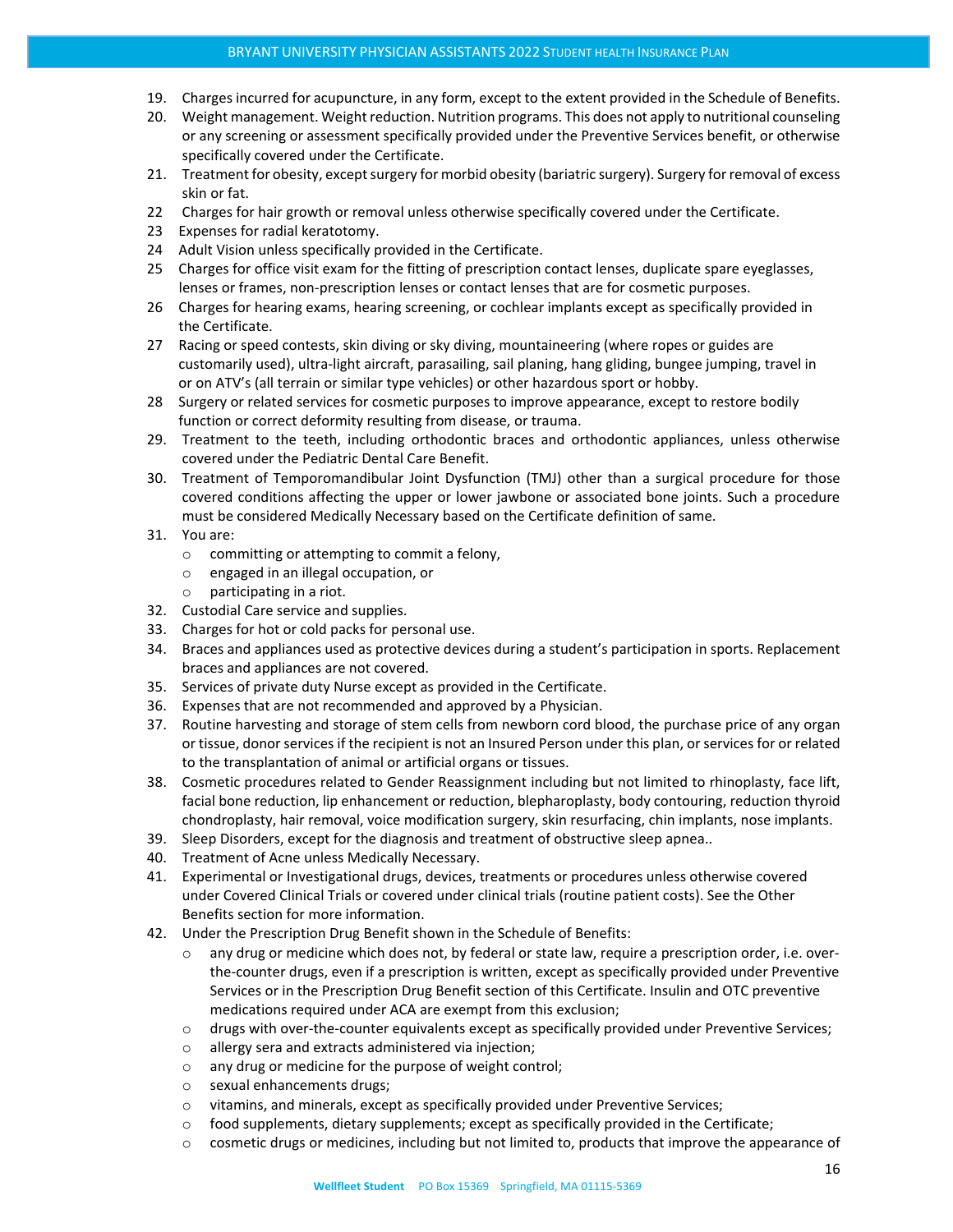19. Charges incurred for acupuncture, in any form, except to the extent provided in the Schedule of Benefits.
20. Weight management. Weight reduction. Nutrition programs. This does not apply to nutritional counseling or any screening or assessment specifically provided under the Preventive Services benefit, or otherwise specifically covered under the Certificate.
21. Treatment for obesity, except surgery for morbid obesity (bariatric surgery). Surgery for removal of excess skin or fat.
22 Charges for hair growth or removal unless otherwise specifically covered under the Certificate.
23 Expenses for radial keratotomy.
24 Adult Vision unless specifically provided in the Certificate.
25 Charges for office visit exam for the fitting of prescription contact lenses, duplicate spare eyeglasses, lenses or frames, non-prescription lenses or contact lenses that are for cosmetic purposes.
26 Charges for hearing exams, hearing screening, or cochlear implants except as specifically provided in the Certificate.
27 Racing or speed contests, skin diving or sky diving, mountaineering (where ropes or guides are customarily used), ultra-light aircraft, parasailing, sail planing, hang gliding, bungee jumping, travel in or on ATV's (all terrain or similar type vehicles) or other hazardous sport or hobby.
28 Surgery or related services for cosmetic purposes to improve appearance, except to restore bodily function or correct deformity resulting from disease, or trauma.
29. Treatment to the teeth, including orthodontic braces and orthodontic appliances, unless otherwise covered under the Pediatric Dental Care Benefit.
30. Treatment of Temporomandibular Joint Dysfunction (TMJ) other than a surgical procedure for those covered conditions affecting the upper or lower jawbone or associated bone joints. Such a procedure must be considered Medically Necessary based on the Certificate definition of same.
31. You are:
    - committing or attempting to commit a felony,
    - engaged in an illegal occupation, or
    - participating in a riot.
32. Custodial Care service and supplies.
33. Charges for hot or cold packs for personal use.
34. Braces and appliances used as protective devices during a student's participation in sports. Replacement braces and appliances are not covered.
35. Services of private duty Nurse except as provided in the Certificate.
36. Expenses that are not recommended and approved by a Physician.
37. Routine harvesting and storage of stem cells from newborn cord blood, the purchase price of any organ or tissue, donor services if the recipient is not an Insured Person under this plan, or services for or related to the transplantation of animal or artificial organs or tissues.
38. Cosmetic procedures related to Gender Reassignment including but not limited to rhinoplasty, face lift, facial bone reduction, lip enhancement or reduction, blepharoplasty, body contouring, reduction thyroid chondroplasty, hair removal, voice modification surgery, skin resurfacing, chin implants, nose implants.
39. Sleep Disorders, except for the diagnosis and treatment of obstructive sleep apnea..
40. Treatment of Acne unless Medically Necessary.
41. Experimental or Investigational drugs, devices, treatments or procedures unless otherwise covered under Covered Clinical Trials or covered under clinical trials (routine patient costs). See the Other Benefits section for more information.
42. Under the Prescription Drug Benefit shown in the Schedule of Benefits:
    - any drug or medicine which does not, by federal or state law, require a prescription order, i.e. over-the-counter drugs, even if a prescription is written, except as specifically provided under Preventive Services or in the Prescription Drug Benefit section of this Certificate. Insulin and OTC preventive medications required under ACA are exempt from this exclusion;
    - drugs with over-the-counter equivalents except as specifically provided under Preventive Services;
    - allergy sera and extracts administered via injection;
    - any drug or medicine for the purpose of weight control;
    - sexual enhancements drugs;
    - vitamins, and minerals, except as specifically provided under Preventive Services;
    - food supplements, dietary supplements; except as specifically provided in the Certificate;
    - cosmetic drugs or medicines, including but not limited to, products that improve the appearance of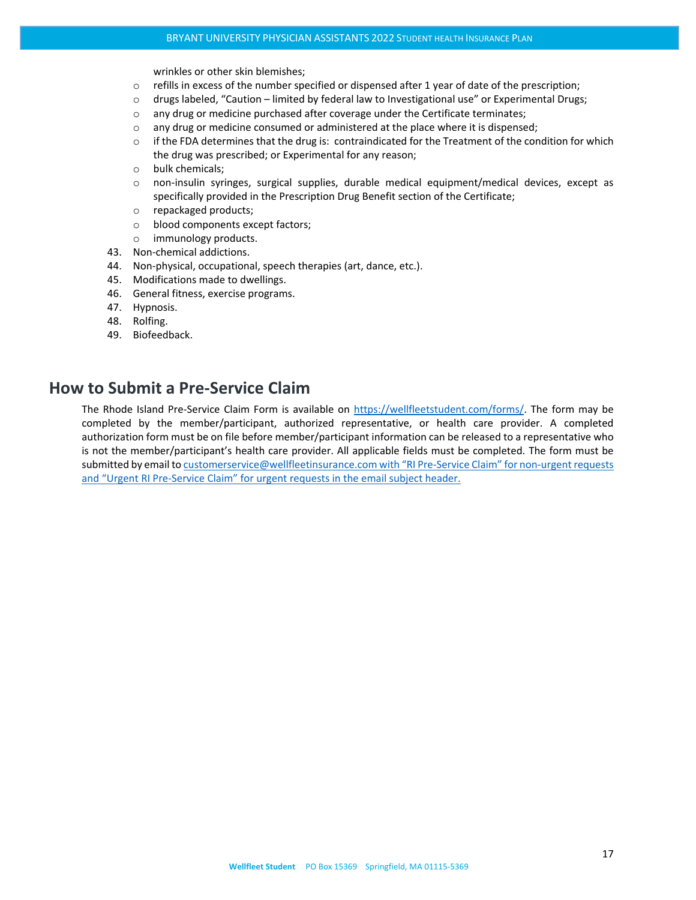wrinkles or other skin blemishes;

- refills in excess of the number specified or dispensed after 1 year of date of the prescription;
- drugs labeled, "Caution – limited by federal law to Investigational use" or Experimental Drugs;
- any drug or medicine purchased after coverage under the Certificate terminates;
- any drug or medicine consumed or administered at the place where it is dispensed;
- if the FDA determines that the drug is: contraindicated for the Treatment of the condition for which the drug was prescribed; or Experimental for any reason;
- bulk chemicals;
- non-insulin syringes, surgical supplies, durable medical equipment/medical devices, except as specifically provided in the Prescription Drug Benefit section of the Certificate;
- repackaged products;
- blood components except factors;
- immunology products.

43. Non-chemical addictions.
44. Non-physical, occupational, speech therapies (art, dance, etc.).
45. Modifications made to dwellings.
46. General fitness, exercise programs.
47. Hypnosis.
48. Rolfing.
49. Biofeedback.

## How to Submit a Pre-Service Claim

The Rhode Island Pre-Service Claim Form is available on https://wellfleetstudent.com/forms/. The form may be completed by the member/participant, authorized representative, or health care provider. A completed authorization form must be on file before member/participant information can be released to a representative who is not the member/participant's health care provider. All applicable fields must be completed. The form must be submitted by email to customerservice@wellfleetinsurance.com with "RI Pre-Service Claim" for non-urgent requests and "Urgent RI Pre-Service Claim" for urgent requests in the email subject header.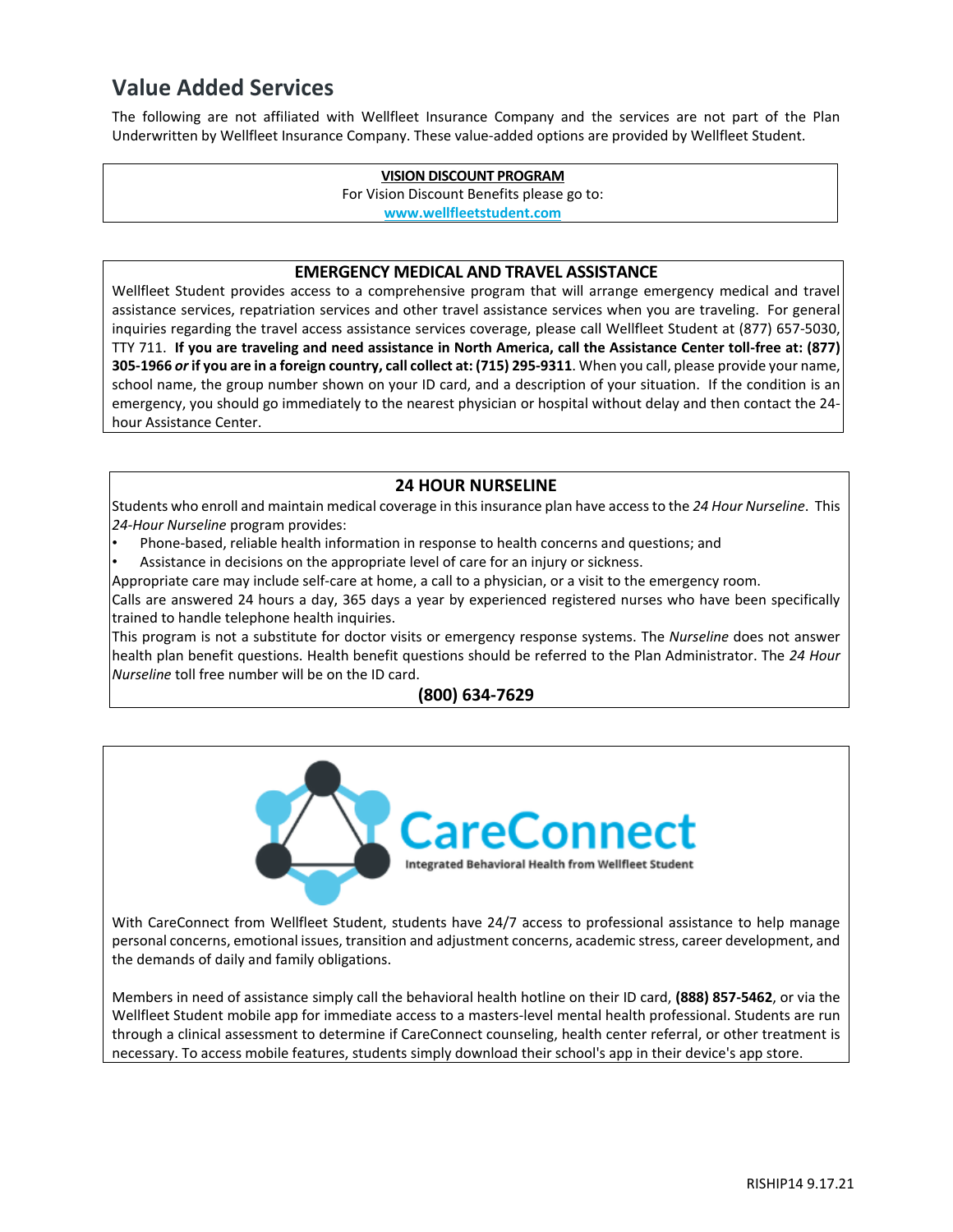# Value Added Services

The following are not affiliated with Wellfleet Insurance Company and the services are not part of the Plan Underwritten by Wellfleet Insurance Company. These value-added options are provided by Wellfleet Student.

**VISION DISCOUNT PROGRAM**

For Vision Discount Benefits please go to:

www.wellfleetstudent.com

## EMERGENCY MEDICAL AND TRAVEL ASSISTANCE

Wellfleet Student provides access to a comprehensive program that will arrange emergency medical and travel assistance services, repatriation services and other travel assistance services when you are traveling. For general inquiries regarding the travel access assistance services coverage, please call Wellfleet Student at (877) 657-5030, TTY 711. **If you are traveling and need assistance in North America, call the Assistance Center toll-free at: (877) 305-1966 *or* if you are in a foreign country, call collect at: (715) 295-9311**. When you call, please provide your name, school name, the group number shown on your ID card, and a description of your situation. If the condition is an emergency, you should go immediately to the nearest physician or hospital without delay and then contact the 24-hour Assistance Center.

## 24 HOUR NURSELINE

Students who enroll and maintain medical coverage in this insurance plan have access to the *24 Hour Nurseline*. This *24-Hour Nurseline* program provides:

- Phone-based, reliable health information in response to health concerns and questions; and
- Assistance in decisions on the appropriate level of care for an injury or sickness.

Appropriate care may include self-care at home, a call to a physician, or a visit to the emergency room.

Calls are answered 24 hours a day, 365 days a year by experienced registered nurses who have been specifically trained to handle telephone health inquiries.

This program is not a substitute for doctor visits or emergency response systems. The *Nurseline* does not answer health plan benefit questions. Health benefit questions should be referred to the Plan Administrator. The *24 Hour Nurseline* toll free number will be on the ID card.

**(800) 634-7629**

CareConnect

Integrated Behavioral Health from Wellfleet Student

With CareConnect from Wellfleet Student, students have 24/7 access to professional assistance to help manage personal concerns, emotional issues, transition and adjustment concerns, academic stress, career development, and the demands of daily and family obligations.

Members in need of assistance simply call the behavioral health hotline on their ID card, **(888) 857-5462**, or via the Wellfleet Student mobile app for immediate access to a masters-level mental health professional. Students are run through a clinical assessment to determine if CareConnect counseling, health center referral, or other treatment is necessary. To access mobile features, students simply download their school's app in their device's app store.

RISHIP14 9.17.21